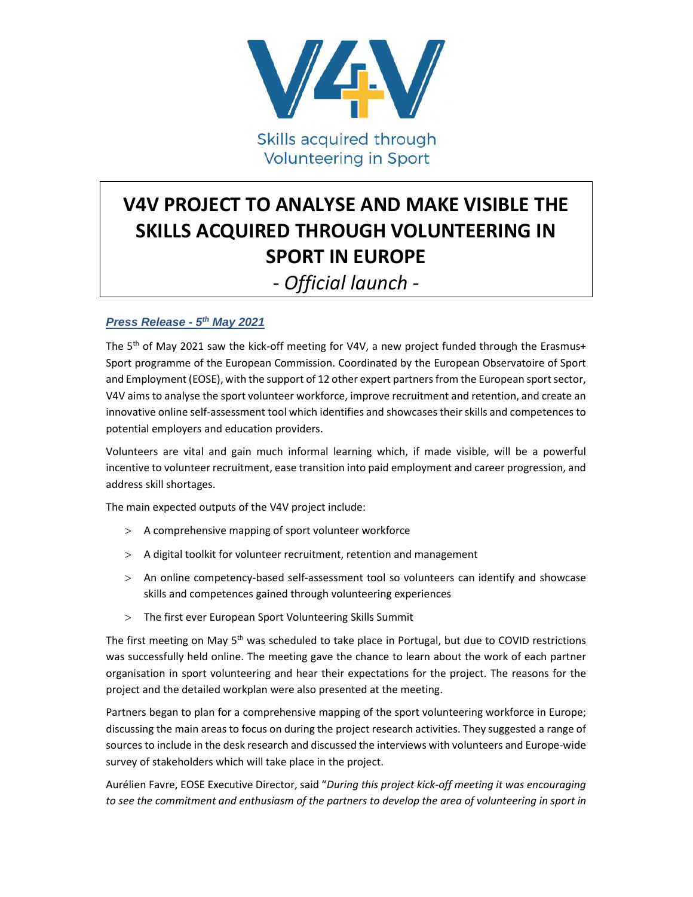Skills acquired through Volunteering in Sport

# V4V PROJECT TO ANALYSE AND MAKE VISIBLE THE SKILLS ACQUIRED THROUGH VOLUNTEERING IN SPORT IN EUROPE

## *- Official launch -*

***Press Release - 5th May 2021***

The 5th of May 2021 saw the kick-off meeting for V4V, a new project funded through the Erasmus+ Sport programme of the European Commission. Coordinated by the European Observatoire of Sport and Employment (EOSE), with the support of 12 other expert partners from the European sport sector, V4V aims to analyse the sport volunteer workforce, improve recruitment and retention, and create an innovative online self-assessment tool which identifies and showcases their skills and competences to potential employers and education providers.

Volunteers are vital and gain much informal learning which, if made visible, will be a powerful incentive to volunteer recruitment, ease transition into paid employment and career progression, and address skill shortages.

The main expected outputs of the V4V project include:

- A comprehensive mapping of sport volunteer workforce
- A digital toolkit for volunteer recruitment, retention and management
- An online competency-based self-assessment tool so volunteers can identify and showcase skills and competences gained through volunteering experiences
- The first ever European Sport Volunteering Skills Summit

The first meeting on May 5th was scheduled to take place in Portugal, but due to COVID restrictions was successfully held online. The meeting gave the chance to learn about the work of each partner organisation in sport volunteering and hear their expectations for the project. The reasons for the project and the detailed workplan were also presented at the meeting.

Partners began to plan for a comprehensive mapping of the sport volunteering workforce in Europe; discussing the main areas to focus on during the project research activities. They suggested a range of sources to include in the desk research and discussed the interviews with volunteers and Europe-wide survey of stakeholders which will take place in the project.

Aurélien Favre, EOSE Executive Director, said "*During this project kick-off meeting it was encouraging to see the commitment and enthusiasm of the partners to develop the area of volunteering in sport in*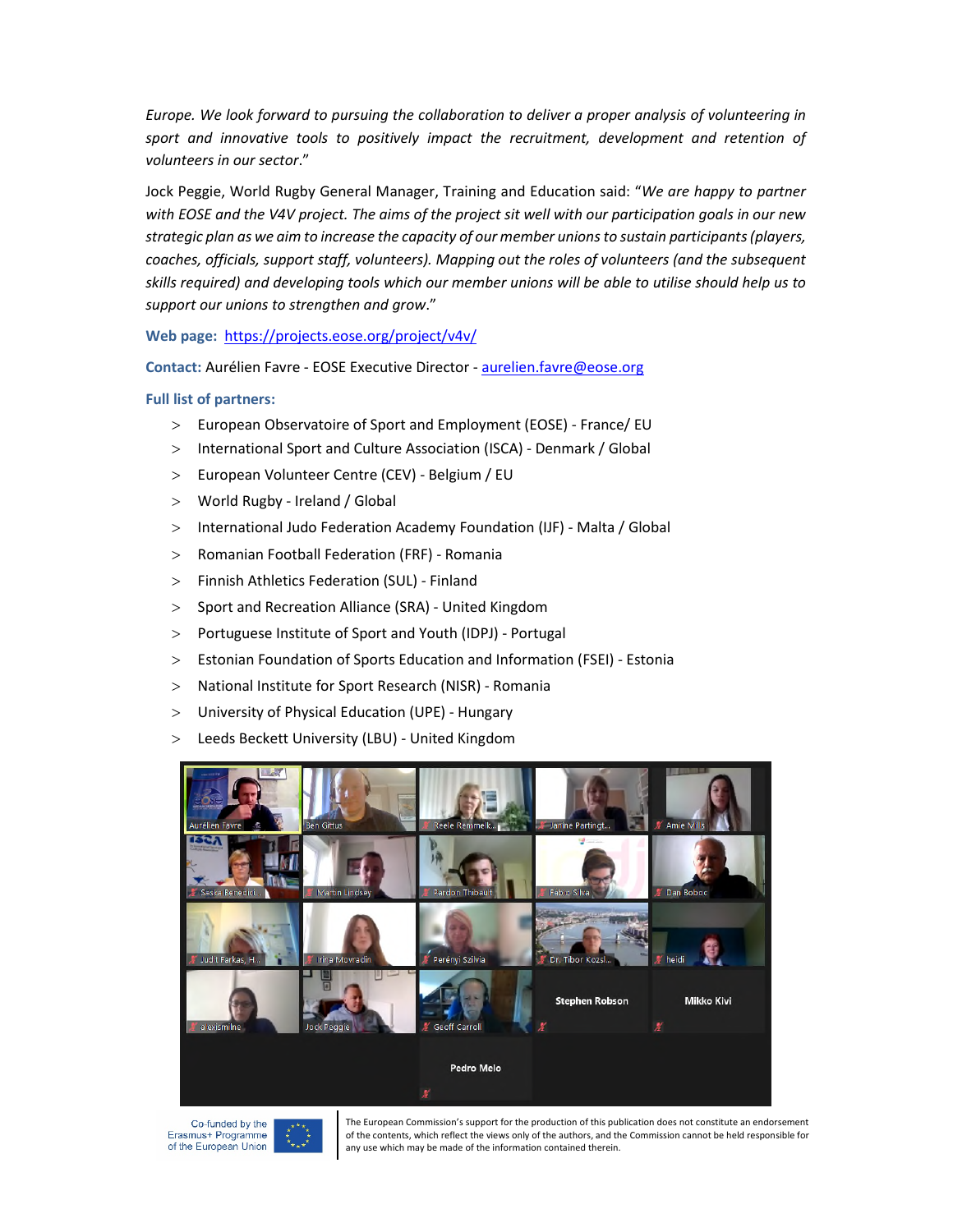*Europe. We look forward to pursuing the collaboration to deliver a proper analysis of volunteering in sport and innovative tools to positively impact the recruitment, development and retention of volunteers in our sector*."

Jock Peggie, World Rugby General Manager, Training and Education said: "*We are happy to partner with EOSE and the V4V project. The aims of the project sit well with our participation goals in our new strategic plan as we aim to increase the capacity of our member unions to sustain participants (players, coaches, officials, support staff, volunteers). Mapping out the roles of volunteers (and the subsequent skills required) and developing tools which our member unions will be able to utilise should help us to support our unions to strengthen and grow*."

**Web page:** https://projects.eose.org/project/v4v/

**Contact:** Aurélien Favre - EOSE Executive Director - aurelien.favre@eose.org

**Full list of partners:**

- European Observatoire of Sport and Employment (EOSE) - France/ EU
- International Sport and Culture Association (ISCA) - Denmark / Global
- European Volunteer Centre (CEV) - Belgium / EU
- World Rugby - Ireland / Global
- International Judo Federation Academy Foundation (IJF) - Malta / Global
- Romanian Football Federation (FRF) - Romania
- Finnish Athletics Federation (SUL) - Finland
- Sport and Recreation Alliance (SRA) - United Kingdom
- Portuguese Institute of Sport and Youth (IDPJ) - Portugal
- Estonian Foundation of Sports Education and Information (FSEI) - Estonia
- National Institute for Sport Research (NISR) - Romania
- University of Physical Education (UPE) - Hungary
- Leeds Beckett University (LBU) - United Kingdom

Co-funded by the Erasmus+ Programme of the European Union

The European Commission's support for the production of this publication does not constitute an endorsement of the contents, which reflect the views only of the authors, and the Commission cannot be held responsible for any use which may be made of the information contained therein.